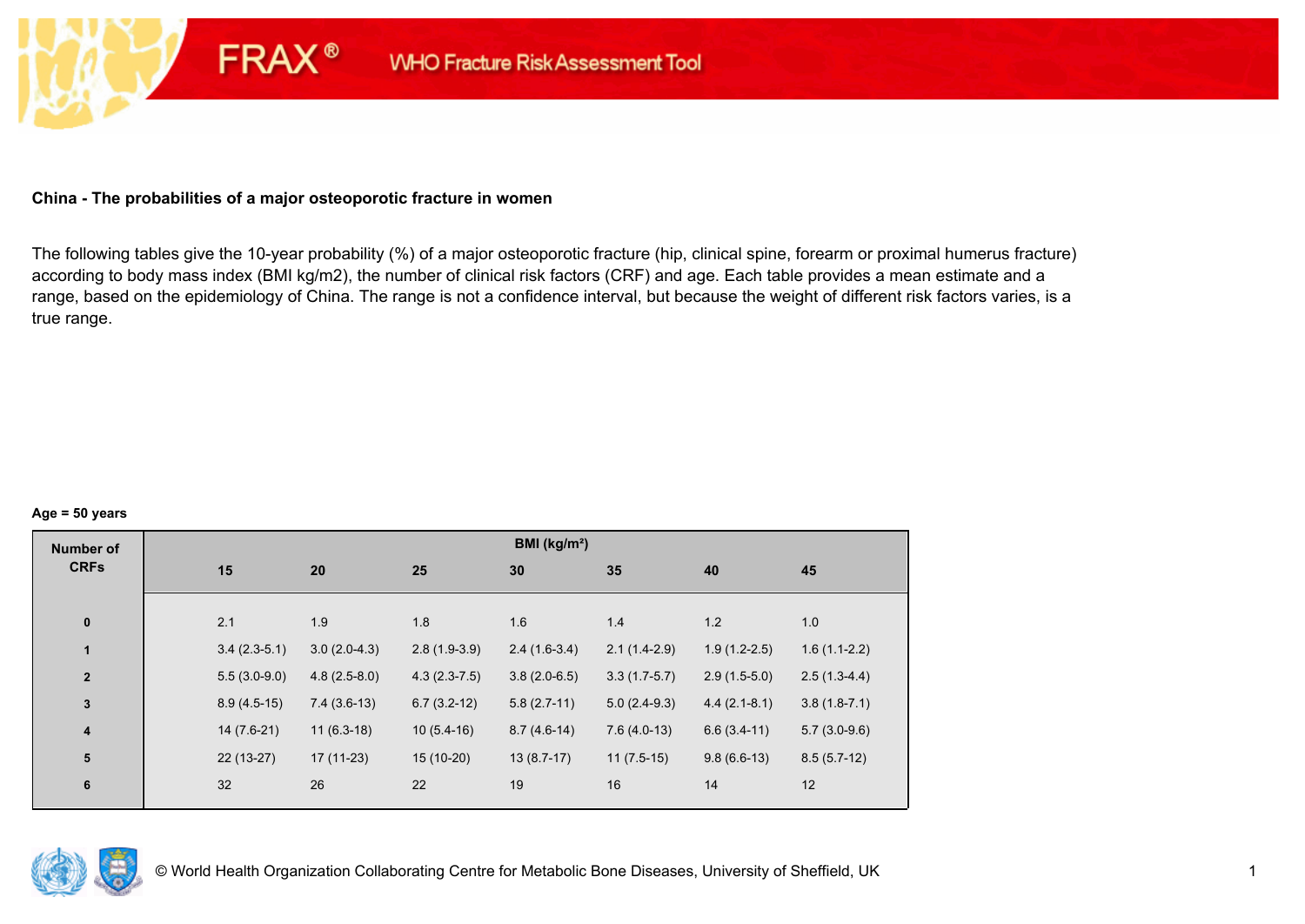FRAX® WHO Fracture Risk Assessment Tool

## China - The probabilities of a major osteoporotic fracture in women

The following tables give the 10-year probability (%) of a major osteoporotic fracture (hip, clinical spine, forearm or proximal humerus fracture) according to body mass index (BMI kg/m2), the number of clinical risk factors (CRF) and age. Each table provides a mean estimate and a range, based on the epidemiology of China. The range is not a confidence interval, but because the weight of different risk factors varies, is a true range.

**Age = 50 years**

| Number of CRFs | BMI (kg/m²) | | | | | | |
|---|---|---|---|---|---|---|---|
| | 15 | 20 | 25 | 30 | 35 | 40 | 45 |
| 0 | 2.1 | 1.9 | 1.8 | 1.6 | 1.4 | 1.2 | 1.0 |
| 1 | 3.4 (2.3-5.1) | 3.0 (2.0-4.3) | 2.8 (1.9-3.9) | 2.4 (1.6-3.4) | 2.1 (1.4-2.9) | 1.9 (1.2-2.5) | 1.6 (1.1-2.2) |
| 2 | 5.5 (3.0-9.0) | 4.8 (2.5-8.0) | 4.3 (2.3-7.5) | 3.8 (2.0-6.5) | 3.3 (1.7-5.7) | 2.9 (1.5-5.0) | 2.5 (1.3-4.4) |
| 3 | 8.9 (4.5-15) | 7.4 (3.6-13) | 6.7 (3.2-12) | 5.8 (2.7-11) | 5.0 (2.4-9.3) | 4.4 (2.1-8.1) | 3.8 (1.8-7.1) |
| 4 | 14 (7.6-21) | 11 (6.3-18) | 10 (5.4-16) | 8.7 (4.6-14) | 7.6 (4.0-13) | 6.6 (3.4-11) | 5.7 (3.0-9.6) |
| 5 | 22 (13-27) | 17 (11-23) | 15 (10-20) | 13 (8.7-17) | 11 (7.5-15) | 9.8 (6.6-13) | 8.5 (5.7-12) |
| 6 | 32 | 26 | 22 | 19 | 16 | 14 | 12 |

© World Health Organization Collaborating Centre for Metabolic Bone Diseases, University of Sheffield, UK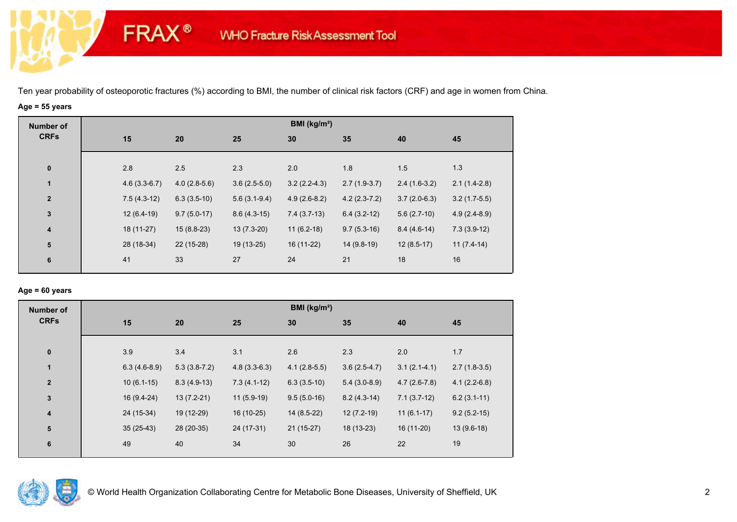FRAX® WHO Fracture Risk Assessment Tool

Ten year probability of osteoporotic fractures (%) according to BMI, the number of clinical risk factors (CRF) and age in women from China.

**Age = 55 years**

| Number of CRFs | BMI (kg/m²) | | | | | | |
|---|---|---|---|---|---|---|---|
| | 15 | 20 | 25 | 30 | 35 | 40 | 45 |
| 0 | 2.8 | 2.5 | 2.3 | 2.0 | 1.8 | 1.5 | 1.3 |
| 1 | 4.6 (3.3-6.7) | 4.0 (2.8-5.6) | 3.6 (2.5-5.0) | 3.2 (2.2-4.3) | 2.7 (1.9-3.7) | 2.4 (1.6-3.2) | 2.1 (1.4-2.8) |
| 2 | 7.5 (4.3-12) | 6.3 (3.5-10) | 5.6 (3.1-9.4) | 4.9 (2.6-8.2) | 4.2 (2.3-7.2) | 3.7 (2.0-6.3) | 3.2 (1.7-5.5) |
| 3 | 12 (6.4-19) | 9.7 (5.0-17) | 8.6 (4.3-15) | 7.4 (3.7-13) | 6.4 (3.2-12) | 5.6 (2.7-10) | 4.9 (2.4-8.9) |
| 4 | 18 (11-27) | 15 (8.8-23) | 13 (7.3-20) | 11 (6.2-18) | 9.7 (5.3-16) | 8.4 (4.6-14) | 7.3 (3.9-12) |
| 5 | 28 (18-34) | 22 (15-28) | 19 (13-25) | 16 (11-22) | 14 (9.8-19) | 12 (8.5-17) | 11 (7.4-14) |
| 6 | 41 | 33 | 27 | 24 | 21 | 18 | 16 |

**Age = 60 years**

| Number of CRFs | BMI (kg/m²) | | | | | | |
|---|---|---|---|---|---|---|---|
| | 15 | 20 | 25 | 30 | 35 | 40 | 45 |
| 0 | 3.9 | 3.4 | 3.1 | 2.6 | 2.3 | 2.0 | 1.7 |
| 1 | 6.3 (4.6-8.9) | 5.3 (3.8-7.2) | 4.8 (3.3-6.3) | 4.1 (2.8-5.5) | 3.6 (2.5-4.7) | 3.1 (2.1-4.1) | 2.7 (1.8-3.5) |
| 2 | 10 (6.1-15) | 8.3 (4.9-13) | 7.3 (4.1-12) | 6.3 (3.5-10) | 5.4 (3.0-8.9) | 4.7 (2.6-7.8) | 4.1 (2.2-6.8) |
| 3 | 16 (9.4-24) | 13 (7.2-21) | 11 (5.9-19) | 9.5 (5.0-16) | 8.2 (4.3-14) | 7.1 (3.7-12) | 6.2 (3.1-11) |
| 4 | 24 (15-34) | 19 (12-29) | 16 (10-25) | 14 (8.5-22) | 12 (7.2-19) | 11 (6.1-17) | 9.2 (5.2-15) |
| 5 | 35 (25-43) | 28 (20-35) | 24 (17-31) | 21 (15-27) | 18 (13-23) | 16 (11-20) | 13 (9.6-18) |
| 6 | 49 | 40 | 34 | 30 | 26 | 22 | 19 |

© World Health Organization Collaborating Centre for Metabolic Bone Diseases, University of Sheffield, UK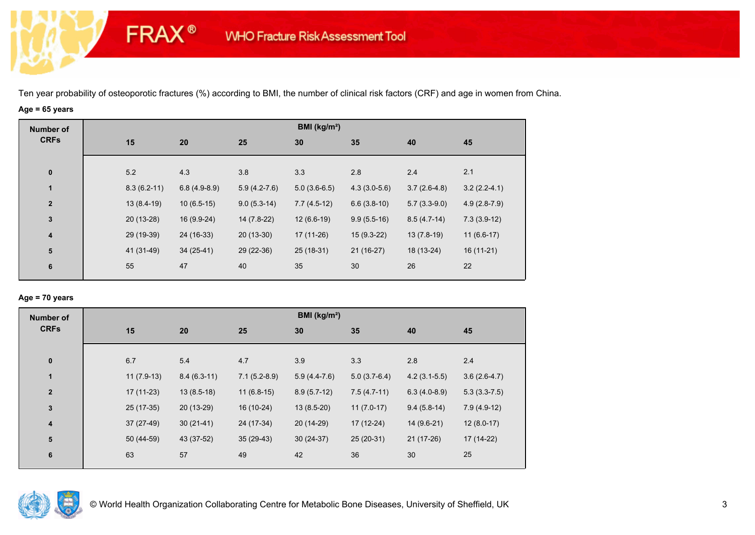Ten year probability of osteoporotic fractures (%) according to BMI, the number of clinical risk factors (CRF) and age in women from China.

**Age = 65 years**

| Number of CRFs | BMI (kg/m²) | | | | | | |
|---|---|---|---|---|---|---|---|
| | 15 | 20 | 25 | 30 | 35 | 40 | 45 |
| 0 | 5.2 | 4.3 | 3.8 | 3.3 | 2.8 | 2.4 | 2.1 |
| 1 | 8.3 (6.2-11) | 6.8 (4.9-8.9) | 5.9 (4.2-7.6) | 5.0 (3.6-6.5) | 4.3 (3.0-5.6) | 3.7 (2.6-4.8) | 3.2 (2.2-4.1) |
| 2 | 13 (8.4-19) | 10 (6.5-15) | 9.0 (5.3-14) | 7.7 (4.5-12) | 6.6 (3.8-10) | 5.7 (3.3-9.0) | 4.9 (2.8-7.9) |
| 3 | 20 (13-28) | 16 (9.9-24) | 14 (7.8-22) | 12 (6.6-19) | 9.9 (5.5-16) | 8.5 (4.7-14) | 7.3 (3.9-12) |
| 4 | 29 (19-39) | 24 (16-33) | 20 (13-30) | 17 (11-26) | 15 (9.3-22) | 13 (7.8-19) | 11 (6.6-17) |
| 5 | 41 (31-49) | 34 (25-41) | 29 (22-36) | 25 (18-31) | 21 (16-27) | 18 (13-24) | 16 (11-21) |
| 6 | 55 | 47 | 40 | 35 | 30 | 26 | 22 |

**Age = 70 years**

| Number of CRFs | BMI (kg/m²) | | | | | | |
|---|---|---|---|---|---|---|---|
| | 15 | 20 | 25 | 30 | 35 | 40 | 45 |
| 0 | 6.7 | 5.4 | 4.7 | 3.9 | 3.3 | 2.8 | 2.4 |
| 1 | 11 (7.9-13) | 8.4 (6.3-11) | 7.1 (5.2-8.9) | 5.9 (4.4-7.6) | 5.0 (3.7-6.4) | 4.2 (3.1-5.5) | 3.6 (2.6-4.7) |
| 2 | 17 (11-23) | 13 (8.5-18) | 11 (6.8-15) | 8.9 (5.7-12) | 7.5 (4.7-11) | 6.3 (4.0-8.9) | 5.3 (3.3-7.5) |
| 3 | 25 (17-35) | 20 (13-29) | 16 (10-24) | 13 (8.5-20) | 11 (7.0-17) | 9.4 (5.8-14) | 7.9 (4.9-12) |
| 4 | 37 (27-49) | 30 (21-41) | 24 (17-34) | 20 (14-29) | 17 (12-24) | 14 (9.6-21) | 12 (8.0-17) |
| 5 | 50 (44-59) | 43 (37-52) | 35 (29-43) | 30 (24-37) | 25 (20-31) | 21 (17-26) | 17 (14-22) |
| 6 | 63 | 57 | 49 | 42 | 36 | 30 | 25 |

© World Health Organization Collaborating Centre for Metabolic Bone Diseases, University of Sheffield, UK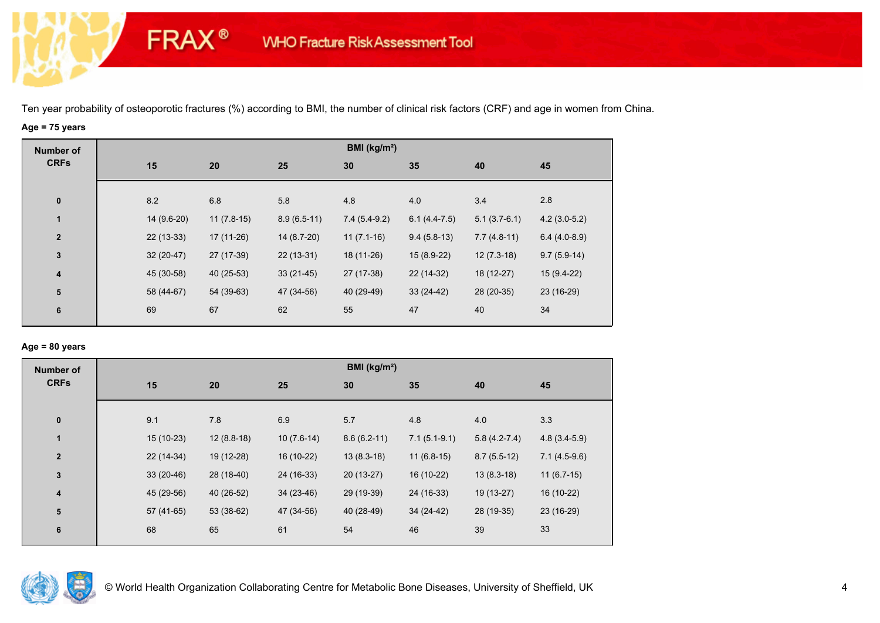FRAX® WHO Fracture Risk Assessment Tool

Ten year probability of osteoporotic fractures (%) according to BMI, the number of clinical risk factors (CRF) and age in women from China.

**Age = 75 years**

| Number of CRFs | BMI (kg/m²) | | | | | | |
|---|---|---|---|---|---|---|---|
| | 15 | 20 | 25 | 30 | 35 | 40 | 45 |
| 0 | 8.2 | 6.8 | 5.8 | 4.8 | 4.0 | 3.4 | 2.8 |
| 1 | 14 (9.6-20) | 11 (7.8-15) | 8.9 (6.5-11) | 7.4 (5.4-9.2) | 6.1 (4.4-7.5) | 5.1 (3.7-6.1) | 4.2 (3.0-5.2) |
| 2 | 22 (13-33) | 17 (11-26) | 14 (8.7-20) | 11 (7.1-16) | 9.4 (5.8-13) | 7.7 (4.8-11) | 6.4 (4.0-8.9) |
| 3 | 32 (20-47) | 27 (17-39) | 22 (13-31) | 18 (11-26) | 15 (8.9-22) | 12 (7.3-18) | 9.7 (5.9-14) |
| 4 | 45 (30-58) | 40 (25-53) | 33 (21-45) | 27 (17-38) | 22 (14-32) | 18 (12-27) | 15 (9.4-22) |
| 5 | 58 (44-67) | 54 (39-63) | 47 (34-56) | 40 (29-49) | 33 (24-42) | 28 (20-35) | 23 (16-29) |
| 6 | 69 | 67 | 62 | 55 | 47 | 40 | 34 |

**Age = 80 years**

| Number of CRFs | BMI (kg/m²) | | | | | | |
|---|---|---|---|---|---|---|---|
| | 15 | 20 | 25 | 30 | 35 | 40 | 45 |
| 0 | 9.1 | 7.8 | 6.9 | 5.7 | 4.8 | 4.0 | 3.3 |
| 1 | 15 (10-23) | 12 (8.8-18) | 10 (7.6-14) | 8.6 (6.2-11) | 7.1 (5.1-9.1) | 5.8 (4.2-7.4) | 4.8 (3.4-5.9) |
| 2 | 22 (14-34) | 19 (12-28) | 16 (10-22) | 13 (8.3-18) | 11 (6.8-15) | 8.7 (5.5-12) | 7.1 (4.5-9.6) |
| 3 | 33 (20-46) | 28 (18-40) | 24 (16-33) | 20 (13-27) | 16 (10-22) | 13 (8.3-18) | 11 (6.7-15) |
| 4 | 45 (29-56) | 40 (26-52) | 34 (23-46) | 29 (19-39) | 24 (16-33) | 19 (13-27) | 16 (10-22) |
| 5 | 57 (41-65) | 53 (38-62) | 47 (34-56) | 40 (28-49) | 34 (24-42) | 28 (19-35) | 23 (16-29) |
| 6 | 68 | 65 | 61 | 54 | 46 | 39 | 33 |

© World Health Organization Collaborating Centre for Metabolic Bone Diseases, University of Sheffield, UK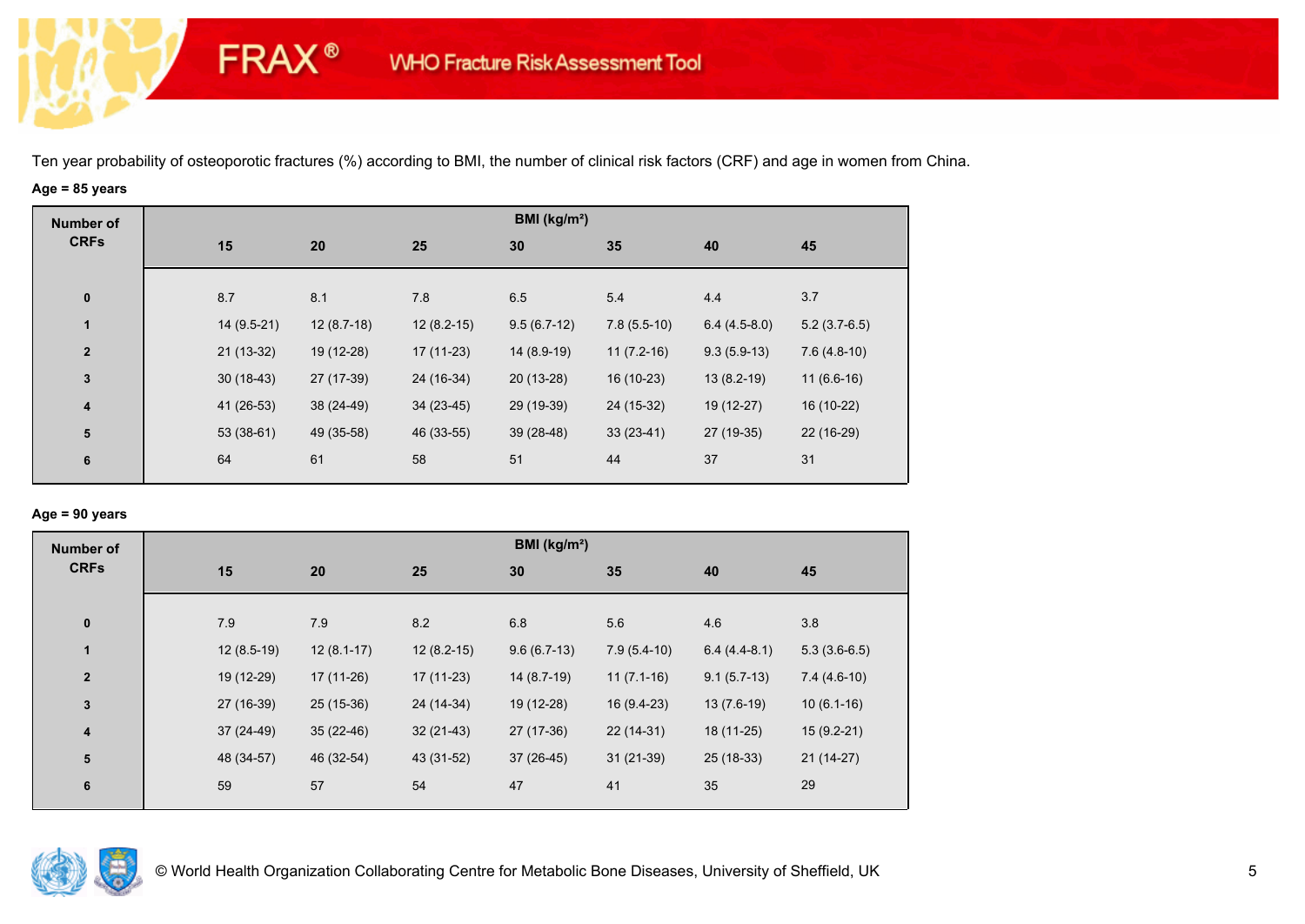FRAX® WHO Fracture Risk Assessment Tool

Ten year probability of osteoporotic fractures (%) according to BMI, the number of clinical risk factors (CRF) and age in women from China.

**Age = 85 years**

| Number of CRFs | BMI (kg/m²) | | | | | | |
|---|---|---|---|---|---|---|---|
| | 15 | 20 | 25 | 30 | 35 | 40 | 45 |
| 0 | 8.7 | 8.1 | 7.8 | 6.5 | 5.4 | 4.4 | 3.7 |
| 1 | 14 (9.5-21) | 12 (8.7-18) | 12 (8.2-15) | 9.5 (6.7-12) | 7.8 (5.5-10) | 6.4 (4.5-8.0) | 5.2 (3.7-6.5) |
| 2 | 21 (13-32) | 19 (12-28) | 17 (11-23) | 14 (8.9-19) | 11 (7.2-16) | 9.3 (5.9-13) | 7.6 (4.8-10) |
| 3 | 30 (18-43) | 27 (17-39) | 24 (16-34) | 20 (13-28) | 16 (10-23) | 13 (8.2-19) | 11 (6.6-16) |
| 4 | 41 (26-53) | 38 (24-49) | 34 (23-45) | 29 (19-39) | 24 (15-32) | 19 (12-27) | 16 (10-22) |
| 5 | 53 (38-61) | 49 (35-58) | 46 (33-55) | 39 (28-48) | 33 (23-41) | 27 (19-35) | 22 (16-29) |
| 6 | 64 | 61 | 58 | 51 | 44 | 37 | 31 |

**Age = 90 years**

| Number of CRFs | BMI (kg/m²) | | | | | | |
|---|---|---|---|---|---|---|---|
| | 15 | 20 | 25 | 30 | 35 | 40 | 45 |
| 0 | 7.9 | 7.9 | 8.2 | 6.8 | 5.6 | 4.6 | 3.8 |
| 1 | 12 (8.5-19) | 12 (8.1-17) | 12 (8.2-15) | 9.6 (6.7-13) | 7.9 (5.4-10) | 6.4 (4.4-8.1) | 5.3 (3.6-6.5) |
| 2 | 19 (12-29) | 17 (11-26) | 17 (11-23) | 14 (8.7-19) | 11 (7.1-16) | 9.1 (5.7-13) | 7.4 (4.6-10) |
| 3 | 27 (16-39) | 25 (15-36) | 24 (14-34) | 19 (12-28) | 16 (9.4-23) | 13 (7.6-19) | 10 (6.1-16) |
| 4 | 37 (24-49) | 35 (22-46) | 32 (21-43) | 27 (17-36) | 22 (14-31) | 18 (11-25) | 15 (9.2-21) |
| 5 | 48 (34-57) | 46 (32-54) | 43 (31-52) | 37 (26-45) | 31 (21-39) | 25 (18-33) | 21 (14-27) |
| 6 | 59 | 57 | 54 | 47 | 41 | 35 | 29 |

© World Health Organization Collaborating Centre for Metabolic Bone Diseases, University of Sheffield, UK